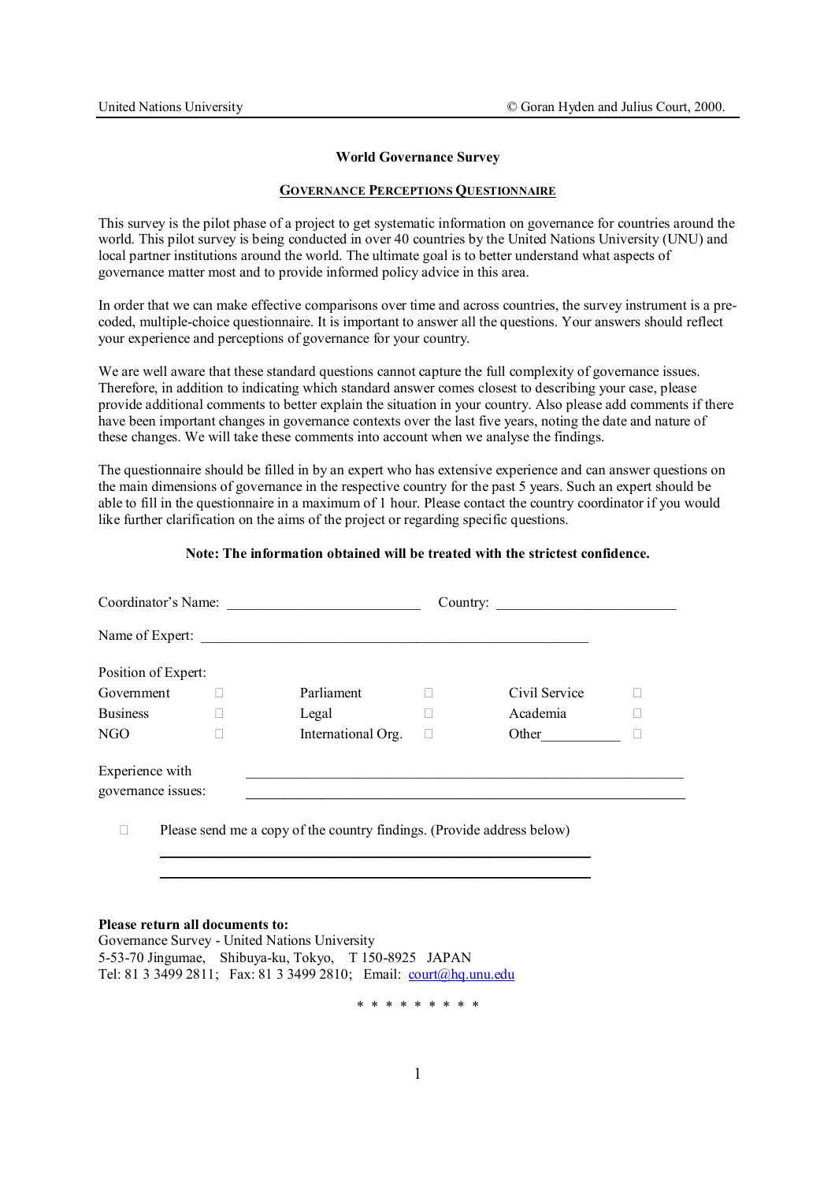# World Governance Survey

## GOVERNANCE PERCEPTIONS QUESTIONNAIRE

This survey is the pilot phase of a project to get systematic information on governance for countries around the world. This pilot survey is being conducted in over 40 countries by the United Nations University (UNU) and local partner institutions around the world. The ultimate goal is to better understand what aspects of governance matter most and to provide informed policy advice in this area.

In order that we can make effective comparisons over time and across countries, the survey instrument is a pre-coded, multiple-choice questionnaire. It is important to answer all the questions. Your answers should reflect your experience and perceptions of governance for your country.

We are well aware that these standard questions cannot capture the full complexity of governance issues. Therefore, in addition to indicating which standard answer comes closest to describing your case, please provide additional comments to better explain the situation in your country. Also please add comments if there have been important changes in governance contexts over the last five years, noting the date and nature of these changes. We will take these comments into account when we analyse the findings.

The questionnaire should be filled in by an expert who has extensive experience and can answer questions on the main dimensions of governance in the respective country for the past 5 years. Such an expert should be able to fill in the questionnaire in a maximum of 1 hour. Please contact the country coordinator if you would like further clarification on the aims of the project or regarding specific questions.

**Note: The information obtained will be treated with the strictest confidence.**

Coordinator's Name: ___________________________ Country: _________________________

Name of Expert: ______________________________________________________

Position of Expert:

| | | | | | |
|---|---|---|---|---|---|
| Government | ☐ | Parliament | ☐ | Civil Service | ☐ |
| Business | ☐ | Legal | ☐ | Academia | ☐ |
| NGO | ☐ | International Org. | ☐ | Other___________ | ☐ |

Experience with governance issues: ______________________________________________________________

______________________________________________________________

☐ Please send me a copy of the country findings. (Provide address below)

____________________________________________________________

____________________________________________________________

**Please return all documents to:**
Governance Survey - United Nations University
5-53-70 Jingumae, Shibuya-ku, Tokyo, T 150-8925 JAPAN
Tel: 81 3 3499 2811; Fax: 81 3 3499 2810; Email: court@hq.unu.edu

\* \* \* \* \* \* \* \* \*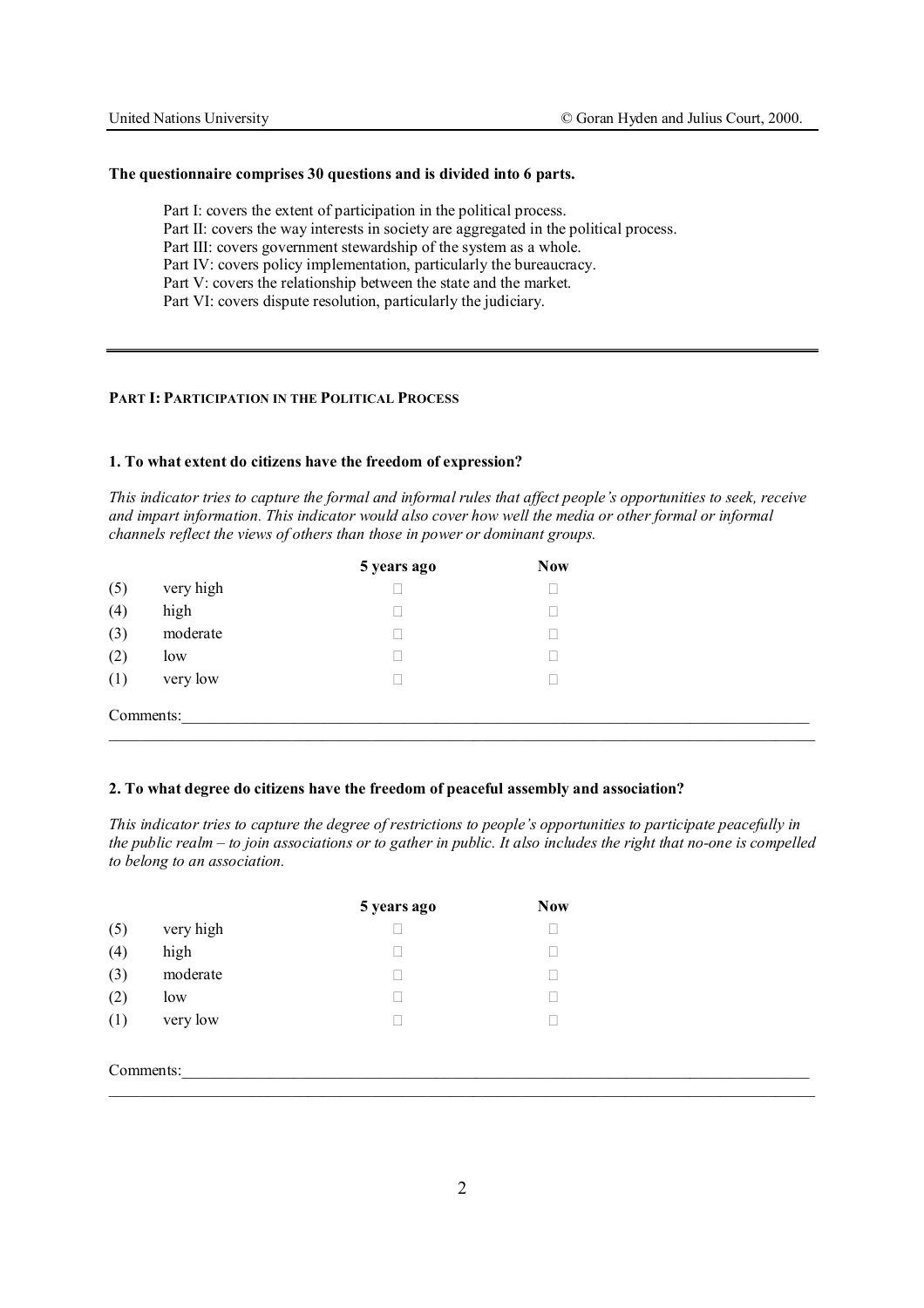**The questionnaire comprises 30 questions and is divided into 6 parts.**

Part I: covers the extent of participation in the political process.
Part II: covers the way interests in society are aggregated in the political process.
Part III: covers government stewardship of the system as a whole.
Part IV: covers policy implementation, particularly the bureaucracy.
Part V: covers the relationship between the state and the market.
Part VI: covers dispute resolution, particularly the judiciary.

---

## PART I: PARTICIPATION IN THE POLITICAL PROCESS

### 1. To what extent do citizens have the freedom of expression?

*This indicator tries to capture the formal and informal rules that affect people's opportunities to seek, receive and impart information. This indicator would also cover how well the media or other formal or informal channels reflect the views of others than those in power or dominant groups.*

| | | 5 years ago | Now |
|---|---|---|---|
| (5) | very high | ☐ | ☐ |
| (4) | high | ☐ | ☐ |
| (3) | moderate | ☐ | ☐ |
| (2) | low | ☐ | ☐ |
| (1) | very low | ☐ | ☐ |

Comments:\_\_\_\_\_\_\_\_\_\_\_\_\_\_\_\_\_\_\_\_\_\_\_\_\_\_\_\_\_\_\_\_\_\_\_\_\_\_\_\_\_\_\_\_\_\_\_\_\_\_\_\_\_\_\_\_\_\_\_\_

### 2. To what degree do citizens have the freedom of peaceful assembly and association?

*This indicator tries to capture the degree of restrictions to people's opportunities to participate peacefully in the public realm – to join associations or to gather in public. It also includes the right that no-one is compelled to belong to an association.*

| | | 5 years ago | Now |
|---|---|---|---|
| (5) | very high | ☐ | ☐ |
| (4) | high | ☐ | ☐ |
| (3) | moderate | ☐ | ☐ |
| (2) | low | ☐ | ☐ |
| (1) | very low | ☐ | ☐ |

Comments:\_\_\_\_\_\_\_\_\_\_\_\_\_\_\_\_\_\_\_\_\_\_\_\_\_\_\_\_\_\_\_\_\_\_\_\_\_\_\_\_\_\_\_\_\_\_\_\_\_\_\_\_\_\_\_\_\_\_\_\_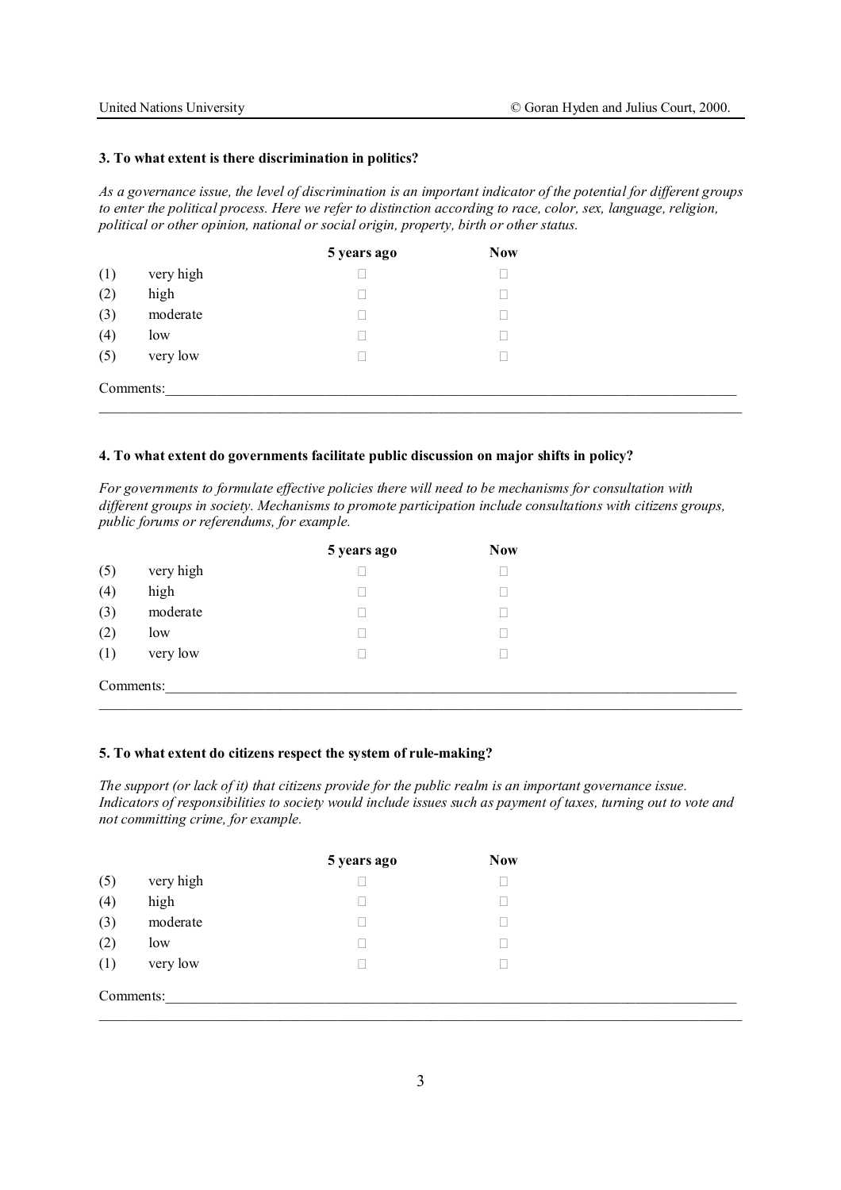**3. To what extent is there discrimination in politics?**

*As a governance issue, the level of discrimination is an important indicator of the potential for different groups to enter the political process. Here we refer to distinction according to race, color, sex, language, religion, political or other opinion, national or social origin, property, birth or other status.*

| | | 5 years ago | Now |
|---|---|---|---|
| (1) | very high | □ | □ |
| (2) | high | □ | □ |
| (3) | moderate | □ | □ |
| (4) | low | □ | □ |
| (5) | very low | □ | □ |

Comments:___________________________________________________________________________

_____________________________________________________________________________________

**4. To what extent do governments facilitate public discussion on major shifts in policy?**

*For governments to formulate effective policies there will need to be mechanisms for consultation with different groups in society. Mechanisms to promote participation include consultations with citizens groups, public forums or referendums, for example.*

| | | 5 years ago | Now |
|---|---|---|---|
| (5) | very high | □ | □ |
| (4) | high | □ | □ |
| (3) | moderate | □ | □ |
| (2) | low | □ | □ |
| (1) | very low | □ | □ |

Comments:___________________________________________________________________________

_____________________________________________________________________________________

**5. To what extent do citizens respect the system of rule-making?**

*The support (or lack of it) that citizens provide for the public realm is an important governance issue. Indicators of responsibilities to society would include issues such as payment of taxes, turning out to vote and not committing crime, for example.*

| | | 5 years ago | Now |
|---|---|---|---|
| (5) | very high | □ | □ |
| (4) | high | □ | □ |
| (3) | moderate | □ | □ |
| (2) | low | □ | □ |
| (1) | very low | □ | □ |

Comments:___________________________________________________________________________

_____________________________________________________________________________________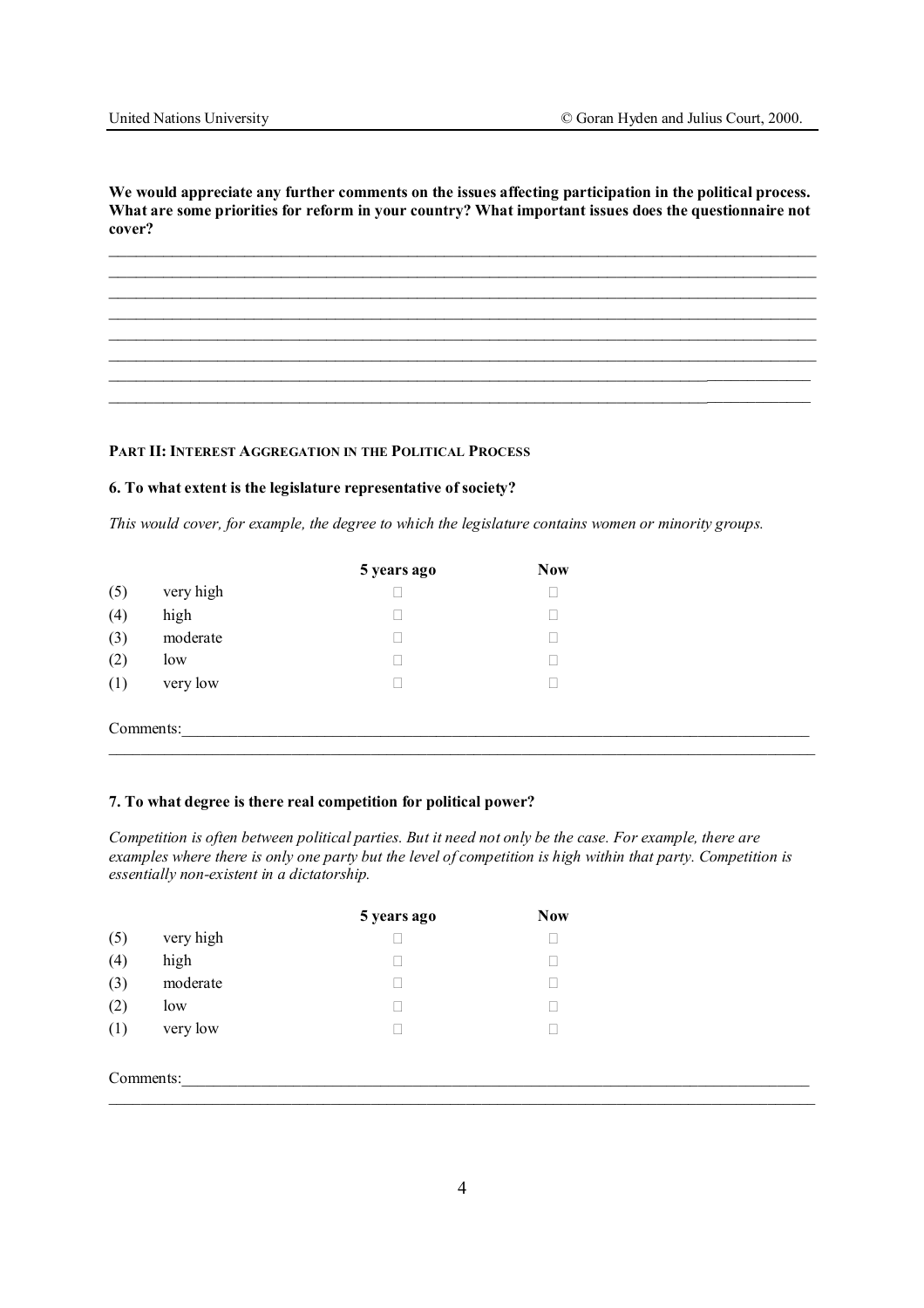**We would appreciate any further comments on the issues affecting participation in the political process. What are some priorities for reform in your country? What important issues does the questionnaire not cover?**

________________________________________________________________________________________________
________________________________________________________________________________________________
________________________________________________________________________________________________
________________________________________________________________________________________________
________________________________________________________________________________________________
________________________________________________________________________________________________
________________________________________________________________________________________________
________________________________________________________________________________________________

**PART II: INTEREST AGGREGATION IN THE POLITICAL PROCESS**

**6. To what extent is the legislature representative of society?**

*This would cover, for example, the degree to which the legislature contains women or minority groups.*

| | | 5 years ago | Now |
|---|---|---|---|
| (5) | very high | ☐ | ☐ |
| (4) | high | ☐ | ☐ |
| (3) | moderate | ☐ | ☐ |
| (2) | low | ☐ | ☐ |
| (1) | very low | ☐ | ☐ |

Comments:______________________________________________________________________________
________________________________________________________________________________________________

**7. To what degree is there real competition for political power?**

*Competition is often between political parties. But it need not only be the case. For example, there are examples where there is only one party but the level of competition is high within that party. Competition is essentially non-existent in a dictatorship.*

| | | 5 years ago | Now |
|---|---|---|---|
| (5) | very high | ☐ | ☐ |
| (4) | high | ☐ | ☐ |
| (3) | moderate | ☐ | ☐ |
| (2) | low | ☐ | ☐ |
| (1) | very low | ☐ | ☐ |

Comments:______________________________________________________________________________
________________________________________________________________________________________________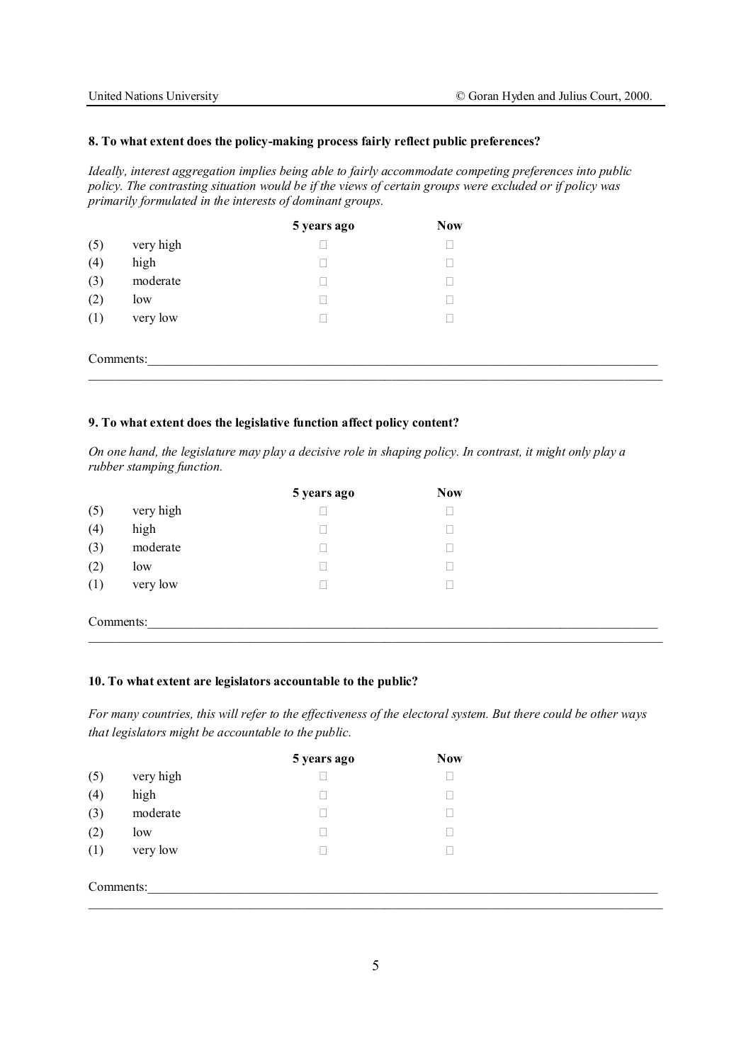**8. To what extent does the policy-making process fairly reflect public preferences?**

*Ideally, interest aggregation implies being able to fairly accommodate competing preferences into public policy. The contrasting situation would be if the views of certain groups were excluded or if policy was primarily formulated in the interests of dominant groups.*

| | | 5 years ago | Now |
|---|---|---|---|
| (5) | very high | ☐ | ☐ |
| (4) | high | ☐ | ☐ |
| (3) | moderate | ☐ | ☐ |
| (2) | low | ☐ | ☐ |
| (1) | very low | ☐ | ☐ |

Comments:\_\_\_\_\_\_\_\_\_\_\_\_\_\_\_\_\_\_\_\_\_\_\_\_\_\_\_\_\_\_\_\_\_\_\_\_\_\_\_\_\_\_\_\_\_\_\_\_\_\_\_\_\_\_\_\_\_\_\_\_\_\_\_\_\_\_\_\_\_\_\_\_\_\_\_\_

**9. To what extent does the legislative function affect policy content?**

*On one hand, the legislature may play a decisive role in shaping policy. In contrast, it might only play a rubber stamping function.*

| | | 5 years ago | Now |
|---|---|---|---|
| (5) | very high | ☐ | ☐ |
| (4) | high | ☐ | ☐ |
| (3) | moderate | ☐ | ☐ |
| (2) | low | ☐ | ☐ |
| (1) | very low | ☐ | ☐ |

Comments:\_\_\_\_\_\_\_\_\_\_\_\_\_\_\_\_\_\_\_\_\_\_\_\_\_\_\_\_\_\_\_\_\_\_\_\_\_\_\_\_\_\_\_\_\_\_\_\_\_\_\_\_\_\_\_\_\_\_\_\_\_\_\_\_\_\_\_\_\_\_\_\_\_\_\_\_

**10. To what extent are legislators accountable to the public?**

*For many countries, this will refer to the effectiveness of the electoral system. But there could be other ways that legislators might be accountable to the public.*

| | | 5 years ago | Now |
|---|---|---|---|
| (5) | very high | ☐ | ☐ |
| (4) | high | ☐ | ☐ |
| (3) | moderate | ☐ | ☐ |
| (2) | low | ☐ | ☐ |
| (1) | very low | ☐ | ☐ |

Comments:\_\_\_\_\_\_\_\_\_\_\_\_\_\_\_\_\_\_\_\_\_\_\_\_\_\_\_\_\_\_\_\_\_\_\_\_\_\_\_\_\_\_\_\_\_\_\_\_\_\_\_\_\_\_\_\_\_\_\_\_\_\_\_\_\_\_\_\_\_\_\_\_\_\_\_\_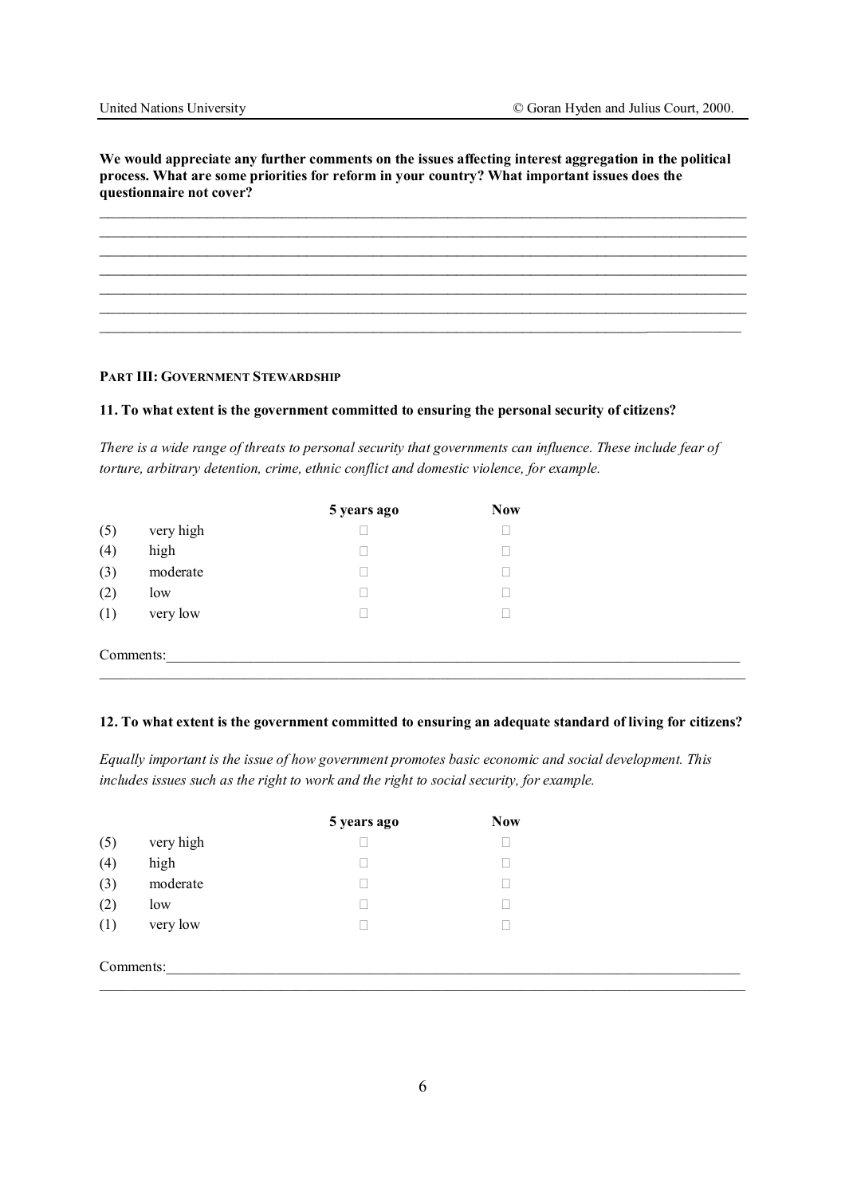**We would appreciate any further comments on the issues affecting interest aggregation in the political process. What are some priorities for reform in your country? What important issues does the questionnaire not cover?**

_____________________________________________________________________________________
_____________________________________________________________________________________
_____________________________________________________________________________________
_____________________________________________________________________________________
_____________________________________________________________________________________
_____________________________________________________________________________________
_____________________________________________________________________________________

**PART III: GOVERNMENT STEWARDSHIP**

**11. To what extent is the government committed to ensuring the personal security of citizens?**

*There is a wide range of threats to personal security that governments can influence. These include fear of torture, arbitrary detention, crime, ethnic conflict and domestic violence, for example.*

| | | 5 years ago | Now |
|---|---|---|---|
| (5) | very high | ☐ | ☐ |
| (4) | high | ☐ | ☐ |
| (3) | moderate | ☐ | ☐ |
| (2) | low | ☐ | ☐ |
| (1) | very low | ☐ | ☐ |

Comments:_____________________________________________________________________________
_____________________________________________________________________________________

**12. To what extent is the government committed to ensuring an adequate standard of living for citizens?**

*Equally important is the issue of how government promotes basic economic and social development. This includes issues such as the right to work and the right to social security, for example.*

| | | 5 years ago | Now |
|---|---|---|---|
| (5) | very high | ☐ | ☐ |
| (4) | high | ☐ | ☐ |
| (3) | moderate | ☐ | ☐ |
| (2) | low | ☐ | ☐ |
| (1) | very low | ☐ | ☐ |

Comments:_____________________________________________________________________________
_____________________________________________________________________________________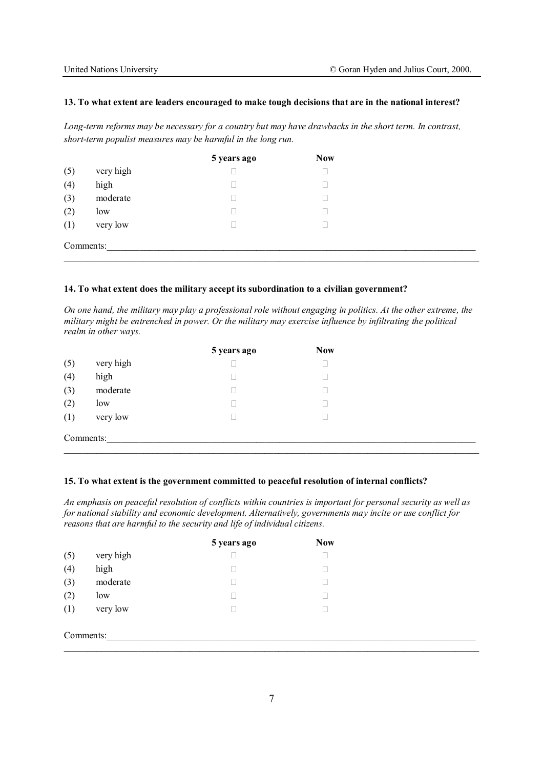**13. To what extent are leaders encouraged to make tough decisions that are in the national interest?**

*Long-term reforms may be necessary for a country but may have drawbacks in the short term. In contrast, short-term populist measures may be harmful in the long run.*

| | | 5 years ago | Now |
|---|---|---|---|
| (5) | very high | □ | □ |
| (4) | high | □ | □ |
| (3) | moderate | □ | □ |
| (2) | low | □ | □ |
| (1) | very low | □ | □ |

Comments:\_\_\_\_\_\_\_\_\_\_\_\_\_\_\_\_\_\_\_\_\_\_\_\_\_\_\_\_\_\_\_\_\_\_\_\_\_\_\_\_\_\_\_\_\_\_\_\_\_\_\_\_\_\_\_\_\_\_\_\_\_\_\_\_\_\_\_\_\_\_\_\_

**14. To what extent does the military accept its subordination to a civilian government?**

*On one hand, the military may play a professional role without engaging in politics. At the other extreme, the military might be entrenched in power. Or the military may exercise influence by infiltrating the political realm in other ways.*

| | | 5 years ago | Now |
|---|---|---|---|
| (5) | very high | □ | □ |
| (4) | high | □ | □ |
| (3) | moderate | □ | □ |
| (2) | low | □ | □ |
| (1) | very low | □ | □ |

Comments:\_\_\_\_\_\_\_\_\_\_\_\_\_\_\_\_\_\_\_\_\_\_\_\_\_\_\_\_\_\_\_\_\_\_\_\_\_\_\_\_\_\_\_\_\_\_\_\_\_\_\_\_\_\_\_\_\_\_\_\_\_\_\_\_\_\_\_\_\_\_\_\_

**15. To what extent is the government committed to peaceful resolution of internal conflicts?**

*An emphasis on peaceful resolution of conflicts within countries is important for personal security as well as for national stability and economic development. Alternatively, governments may incite or use conflict for reasons that are harmful to the security and life of individual citizens.*

| | | 5 years ago | Now |
|---|---|---|---|
| (5) | very high | □ | □ |
| (4) | high | □ | □ |
| (3) | moderate | □ | □ |
| (2) | low | □ | □ |
| (1) | very low | □ | □ |

Comments:\_\_\_\_\_\_\_\_\_\_\_\_\_\_\_\_\_\_\_\_\_\_\_\_\_\_\_\_\_\_\_\_\_\_\_\_\_\_\_\_\_\_\_\_\_\_\_\_\_\_\_\_\_\_\_\_\_\_\_\_\_\_\_\_\_\_\_\_\_\_\_\_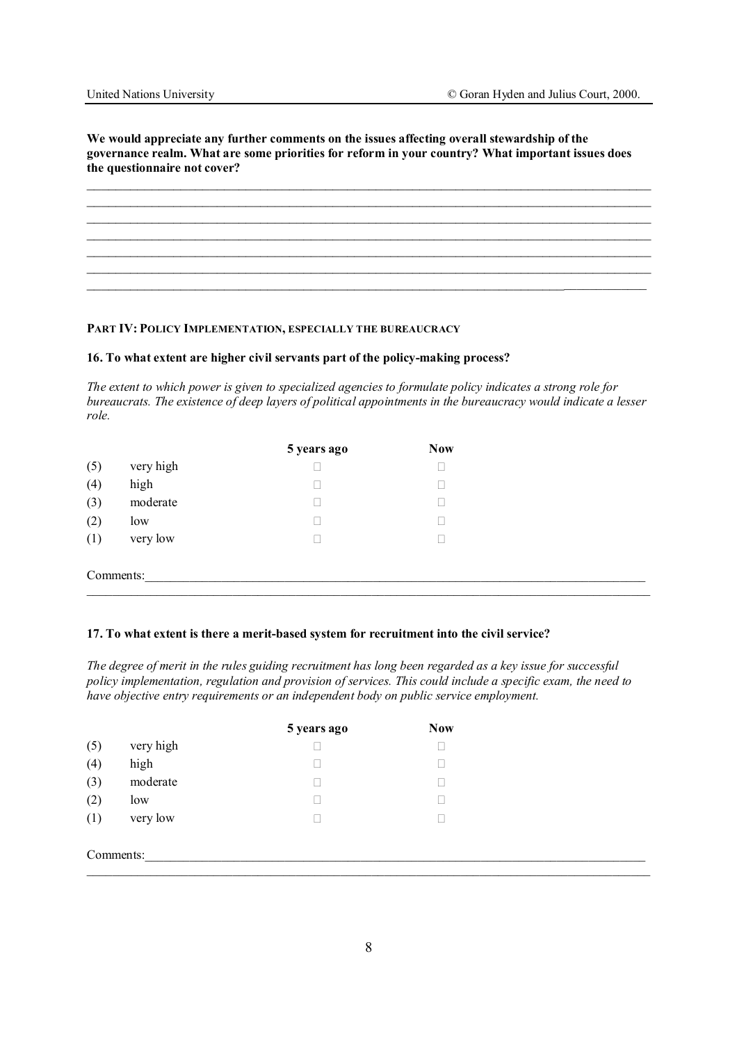**We would appreciate any further comments on the issues affecting overall stewardship of the governance realm. What are some priorities for reform in your country? What important issues does the questionnaire not cover?**

_______________________________________________________________________________________
_______________________________________________________________________________________
_______________________________________________________________________________________
_______________________________________________________________________________________
_______________________________________________________________________________________
_______________________________________________________________________________________
_______________________________________________________________________________________

## PART IV: POLICY IMPLEMENTATION, ESPECIALLY THE BUREAUCRACY

### 16. To what extent are higher civil servants part of the policy-making process?

*The extent to which power is given to specialized agencies to formulate policy indicates a strong role for bureaucrats. The existence of deep layers of political appointments in the bureaucracy would indicate a lesser role.*

| | | 5 years ago | Now |
|---|---|---|---|
| (5) | very high | ☐ | ☐ |
| (4) | high | ☐ | ☐ |
| (3) | moderate | ☐ | ☐ |
| (2) | low | ☐ | ☐ |
| (1) | very low | ☐ | ☐ |

Comments:_______________________________________________________________________________
_______________________________________________________________________________________

### 17. To what extent is there a merit-based system for recruitment into the civil service?

*The degree of merit in the rules guiding recruitment has long been regarded as a key issue for successful policy implementation, regulation and provision of services. This could include a specific exam, the need to have objective entry requirements or an independent body on public service employment.*

| | | 5 years ago | Now |
|---|---|---|---|
| (5) | very high | ☐ | ☐ |
| (4) | high | ☐ | ☐ |
| (3) | moderate | ☐ | ☐ |
| (2) | low | ☐ | ☐ |
| (1) | very low | ☐ | ☐ |

Comments:_______________________________________________________________________________
_______________________________________________________________________________________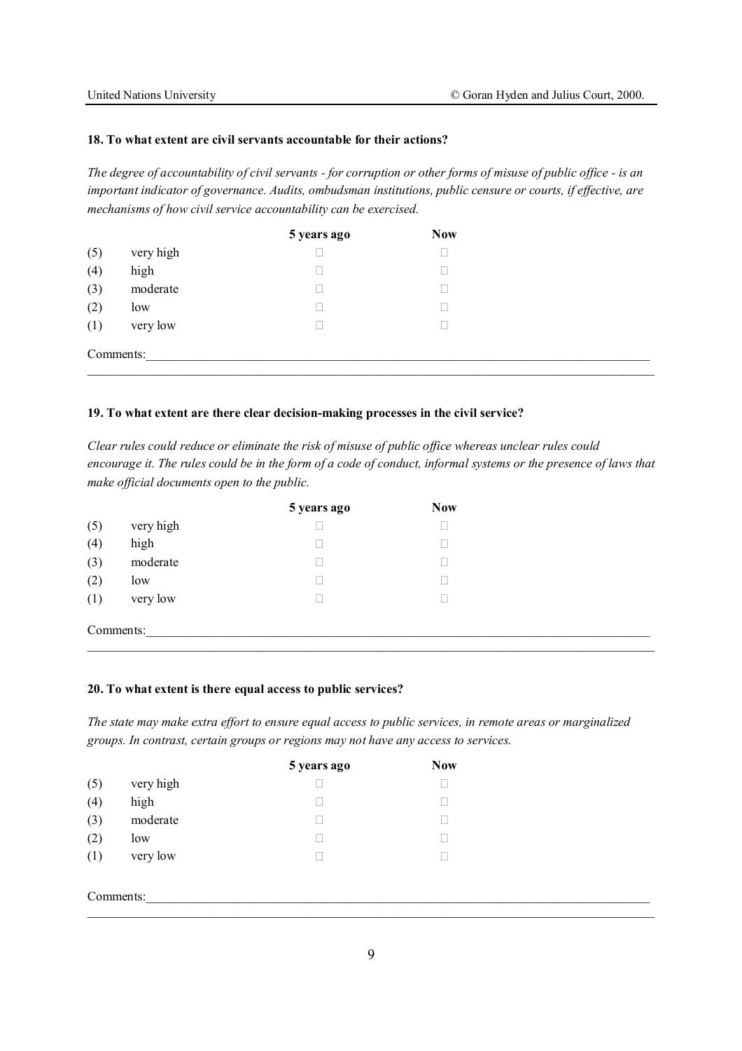**18. To what extent are civil servants accountable for their actions?**

*The degree of accountability of civil servants - for corruption or other forms of misuse of public office - is an important indicator of governance. Audits, ombudsman institutions, public censure or courts, if effective, are mechanisms of how civil service accountability can be exercised.*

| | | 5 years ago | Now |
|---|---|---|---|
| (5) | very high | ☐ | ☐ |
| (4) | high | ☐ | ☐ |
| (3) | moderate | ☐ | ☐ |
| (2) | low | ☐ | ☐ |
| (1) | very low | ☐ | ☐ |

Comments:\_\_\_\_\_\_\_\_\_\_\_\_\_\_\_\_\_\_\_\_\_\_\_\_\_\_\_\_\_\_\_\_\_\_\_\_\_\_\_\_\_\_\_\_\_\_\_\_\_\_\_\_\_\_\_\_\_\_\_\_\_\_\_\_\_\_\_\_\_\_\_\_

**19. To what extent are there clear decision-making processes in the civil service?**

*Clear rules could reduce or eliminate the risk of misuse of public office whereas unclear rules could encourage it. The rules could be in the form of a code of conduct, informal systems or the presence of laws that make official documents open to the public.*

| | | 5 years ago | Now |
|---|---|---|---|
| (5) | very high | ☐ | ☐ |
| (4) | high | ☐ | ☐ |
| (3) | moderate | ☐ | ☐ |
| (2) | low | ☐ | ☐ |
| (1) | very low | ☐ | ☐ |

Comments:\_\_\_\_\_\_\_\_\_\_\_\_\_\_\_\_\_\_\_\_\_\_\_\_\_\_\_\_\_\_\_\_\_\_\_\_\_\_\_\_\_\_\_\_\_\_\_\_\_\_\_\_\_\_\_\_\_\_\_\_\_\_\_\_\_\_\_\_\_\_\_\_

**20. To what extent is there equal access to public services?**

*The state may make extra effort to ensure equal access to public services, in remote areas or marginalized groups. In contrast, certain groups or regions may not have any access to services.*

| | | 5 years ago | Now |
|---|---|---|---|
| (5) | very high | ☐ | ☐ |
| (4) | high | ☐ | ☐ |
| (3) | moderate | ☐ | ☐ |
| (2) | low | ☐ | ☐ |
| (1) | very low | ☐ | ☐ |

Comments:\_\_\_\_\_\_\_\_\_\_\_\_\_\_\_\_\_\_\_\_\_\_\_\_\_\_\_\_\_\_\_\_\_\_\_\_\_\_\_\_\_\_\_\_\_\_\_\_\_\_\_\_\_\_\_\_\_\_\_\_\_\_\_\_\_\_\_\_\_\_\_\_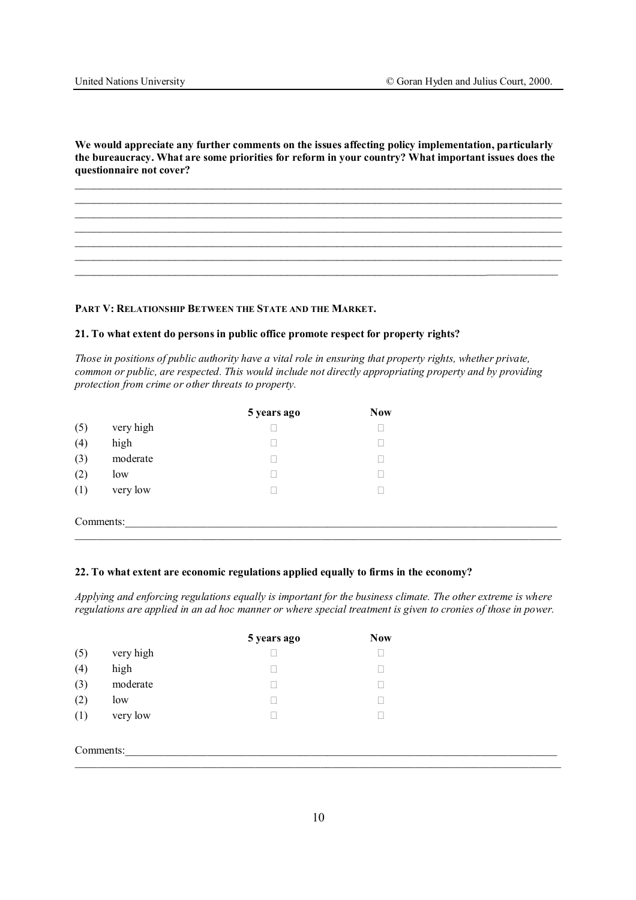**We would appreciate any further comments on the issues affecting policy implementation, particularly the bureaucracy. What are some priorities for reform in your country? What important issues does the questionnaire not cover?**

_____________________________________________________________________________________________
_____________________________________________________________________________________________
_____________________________________________________________________________________________
_____________________________________________________________________________________________
_____________________________________________________________________________________________
_____________________________________________________________________________________________
_____________________________________________________________________________________________

**PART V: RELATIONSHIP BETWEEN THE STATE AND THE MARKET.**

**21. To what extent do persons in public office promote respect for property rights?**

*Those in positions of public authority have a vital role in ensuring that property rights, whether private, common or public, are respected. This would include not directly appropriating property and by providing protection from crime or other threats to property.*

| | | 5 years ago | Now |
|---|---|---|---|
| (5) | very high | □ | □ |
| (4) | high | □ | □ |
| (3) | moderate | □ | □ |
| (2) | low | □ | □ |
| (1) | very low | □ | □ |

Comments:_____________________________________________________________________________
_____________________________________________________________________________________________

**22. To what extent are economic regulations applied equally to firms in the economy?**

*Applying and enforcing regulations equally is important for the business climate. The other extreme is where regulations are applied in an ad hoc manner or where special treatment is given to cronies of those in power.*

| | | 5 years ago | Now |
|---|---|---|---|
| (5) | very high | □ | □ |
| (4) | high | □ | □ |
| (3) | moderate | □ | □ |
| (2) | low | □ | □ |
| (1) | very low | □ | □ |

Comments:_____________________________________________________________________________
_____________________________________________________________________________________________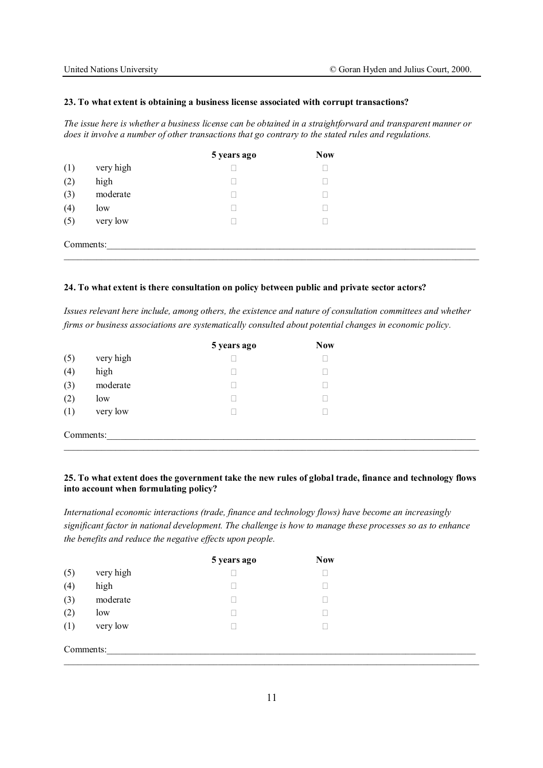**23. To what extent is obtaining a business license associated with corrupt transactions?**

*The issue here is whether a business license can be obtained in a straightforward and transparent manner or does it involve a number of other transactions that go contrary to the stated rules and regulations.*

| | | 5 years ago | Now |
|---|---|---|---|
| (1) | very high | □ | □ |
| (2) | high | □ | □ |
| (3) | moderate | □ | □ |
| (4) | low | □ | □ |
| (5) | very low | □ | □ |

Comments:\_\_\_\_\_\_\_\_\_\_\_\_\_\_\_\_\_\_\_\_\_\_\_\_\_\_\_\_\_\_\_\_\_\_\_\_\_\_\_\_\_\_\_\_\_\_\_\_\_\_\_\_\_\_\_\_\_\_\_\_\_\_\_\_\_\_\_\_\_\_\_\_\_\_\_\_\_\_

**24. To what extent is there consultation on policy between public and private sector actors?**

*Issues relevant here include, among others, the existence and nature of consultation committees and whether firms or business associations are systematically consulted about potential changes in economic policy.*

| | | 5 years ago | Now |
|---|---|---|---|
| (5) | very high | □ | □ |
| (4) | high | □ | □ |
| (3) | moderate | □ | □ |
| (2) | low | □ | □ |
| (1) | very low | □ | □ |

Comments:\_\_\_\_\_\_\_\_\_\_\_\_\_\_\_\_\_\_\_\_\_\_\_\_\_\_\_\_\_\_\_\_\_\_\_\_\_\_\_\_\_\_\_\_\_\_\_\_\_\_\_\_\_\_\_\_\_\_\_\_\_\_\_\_\_\_\_\_\_\_\_\_\_\_\_\_\_\_

**25. To what extent does the government take the new rules of global trade, finance and technology flows into account when formulating policy?**

*International economic interactions (trade, finance and technology flows) have become an increasingly significant factor in national development. The challenge is how to manage these processes so as to enhance the benefits and reduce the negative effects upon people.*

| | | 5 years ago | Now |
|---|---|---|---|
| (5) | very high | □ | □ |
| (4) | high | □ | □ |
| (3) | moderate | □ | □ |
| (2) | low | □ | □ |
| (1) | very low | □ | □ |

Comments:\_\_\_\_\_\_\_\_\_\_\_\_\_\_\_\_\_\_\_\_\_\_\_\_\_\_\_\_\_\_\_\_\_\_\_\_\_\_\_\_\_\_\_\_\_\_\_\_\_\_\_\_\_\_\_\_\_\_\_\_\_\_\_\_\_\_\_\_\_\_\_\_\_\_\_\_\_\_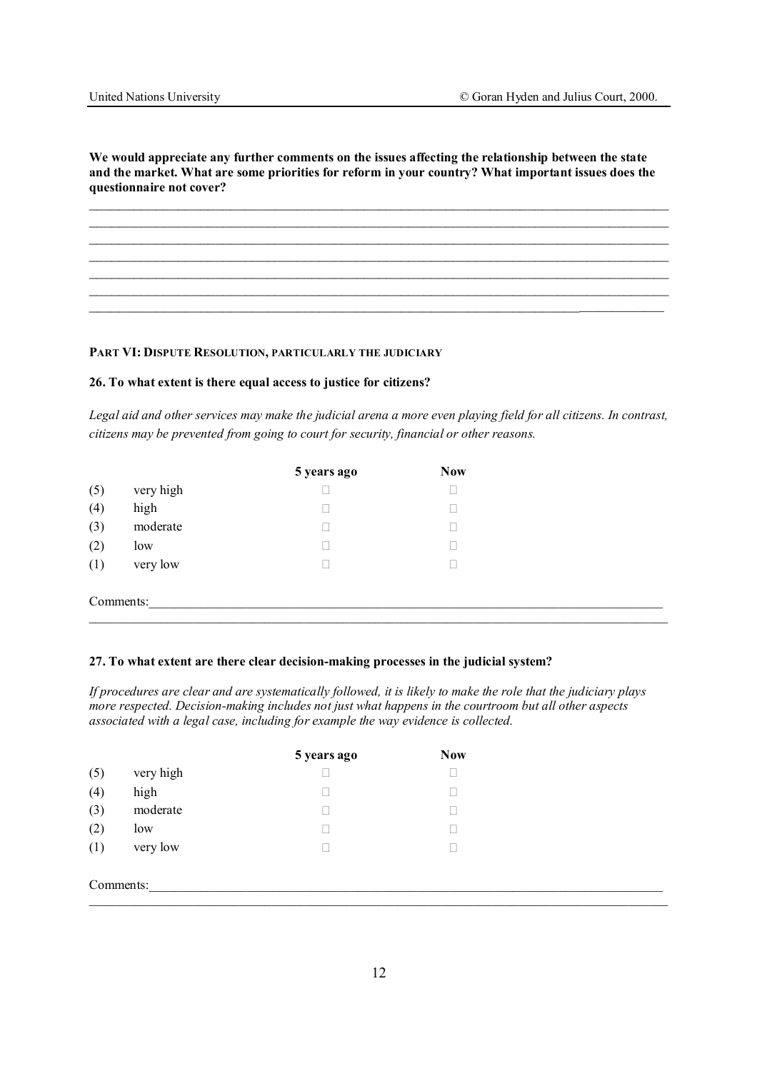**We would appreciate any further comments on the issues affecting the relationship between the state and the market. What are some priorities for reform in your country? What important issues does the questionnaire not cover?**

\_\_\_\_\_\_\_\_\_\_\_\_\_\_\_\_\_\_\_\_\_\_\_\_\_\_\_\_\_\_\_\_\_\_\_\_\_\_\_\_\_\_\_\_\_\_\_\_\_\_\_\_\_\_\_\_\_\_\_\_\_\_\_\_\_\_\_\_\_\_\_\_\_\_\_\_\_\_\_\_

\_\_\_\_\_\_\_\_\_\_\_\_\_\_\_\_\_\_\_\_\_\_\_\_\_\_\_\_\_\_\_\_\_\_\_\_\_\_\_\_\_\_\_\_\_\_\_\_\_\_\_\_\_\_\_\_\_\_\_\_\_\_\_\_\_\_\_\_\_\_\_\_\_\_\_\_\_\_\_\_

\_\_\_\_\_\_\_\_\_\_\_\_\_\_\_\_\_\_\_\_\_\_\_\_\_\_\_\_\_\_\_\_\_\_\_\_\_\_\_\_\_\_\_\_\_\_\_\_\_\_\_\_\_\_\_\_\_\_\_\_\_\_\_\_\_\_\_\_\_\_\_\_\_\_\_\_\_\_\_\_

\_\_\_\_\_\_\_\_\_\_\_\_\_\_\_\_\_\_\_\_\_\_\_\_\_\_\_\_\_\_\_\_\_\_\_\_\_\_\_\_\_\_\_\_\_\_\_\_\_\_\_\_\_\_\_\_\_\_\_\_\_\_\_\_\_\_\_\_\_\_\_\_\_\_\_\_\_\_\_\_

\_\_\_\_\_\_\_\_\_\_\_\_\_\_\_\_\_\_\_\_\_\_\_\_\_\_\_\_\_\_\_\_\_\_\_\_\_\_\_\_\_\_\_\_\_\_\_\_\_\_\_\_\_\_\_\_\_\_\_\_\_\_\_\_\_\_\_\_\_\_\_\_\_\_\_\_\_\_\_\_

\_\_\_\_\_\_\_\_\_\_\_\_\_\_\_\_\_\_\_\_\_\_\_\_\_\_\_\_\_\_\_\_\_\_\_\_\_\_\_\_\_\_\_\_\_\_\_\_\_\_\_\_\_\_\_\_\_\_\_\_\_\_\_\_\_\_\_\_\_\_\_\_\_\_\_\_\_\_\_\_

\_\_\_\_\_\_\_\_\_\_\_\_\_\_\_\_\_\_\_\_\_\_\_\_\_\_\_\_\_\_\_\_\_\_\_\_\_\_\_\_\_\_\_\_\_\_\_\_\_\_\_\_\_\_\_\_\_\_\_\_\_\_\_\_\_\_\_\_\_\_\_\_\_\_\_\_\_\_\_\_

## PART VI: DISPUTE RESOLUTION, PARTICULARLY THE JUDICIARY

### 26. To what extent is there equal access to justice for citizens?

*Legal aid and other services may make the judicial arena a more even playing field for all citizens. In contrast, citizens may be prevented from going to court for security, financial or other reasons.*

| | | 5 years ago | Now |
|---|---|---|---|
| (5) | very high | ☐ | ☐ |
| (4) | high | ☐ | ☐ |
| (3) | moderate | ☐ | ☐ |
| (2) | low | ☐ | ☐ |
| (1) | very low | ☐ | ☐ |

Comments:\_\_\_\_\_\_\_\_\_\_\_\_\_\_\_\_\_\_\_\_\_\_\_\_\_\_\_\_\_\_\_\_\_\_\_\_\_\_\_\_\_\_\_\_\_\_\_\_\_\_\_\_\_\_\_\_\_\_\_\_\_\_\_\_\_\_\_\_\_\_\_

\_\_\_\_\_\_\_\_\_\_\_\_\_\_\_\_\_\_\_\_\_\_\_\_\_\_\_\_\_\_\_\_\_\_\_\_\_\_\_\_\_\_\_\_\_\_\_\_\_\_\_\_\_\_\_\_\_\_\_\_\_\_\_\_\_\_\_\_\_\_\_\_\_\_\_\_\_\_\_\_

### 27. To what extent are there clear decision-making processes in the judicial system?

*If procedures are clear and are systematically followed, it is likely to make the role that the judiciary plays more respected. Decision-making includes not just what happens in the courtroom but all other aspects associated with a legal case, including for example the way evidence is collected.*

| | | 5 years ago | Now |
|---|---|---|---|
| (5) | very high | ☐ | ☐ |
| (4) | high | ☐ | ☐ |
| (3) | moderate | ☐ | ☐ |
| (2) | low | ☐ | ☐ |
| (1) | very low | ☐ | ☐ |

Comments:\_\_\_\_\_\_\_\_\_\_\_\_\_\_\_\_\_\_\_\_\_\_\_\_\_\_\_\_\_\_\_\_\_\_\_\_\_\_\_\_\_\_\_\_\_\_\_\_\_\_\_\_\_\_\_\_\_\_\_\_\_\_\_\_\_\_\_\_\_\_\_

\_\_\_\_\_\_\_\_\_\_\_\_\_\_\_\_\_\_\_\_\_\_\_\_\_\_\_\_\_\_\_\_\_\_\_\_\_\_\_\_\_\_\_\_\_\_\_\_\_\_\_\_\_\_\_\_\_\_\_\_\_\_\_\_\_\_\_\_\_\_\_\_\_\_\_\_\_\_\_\_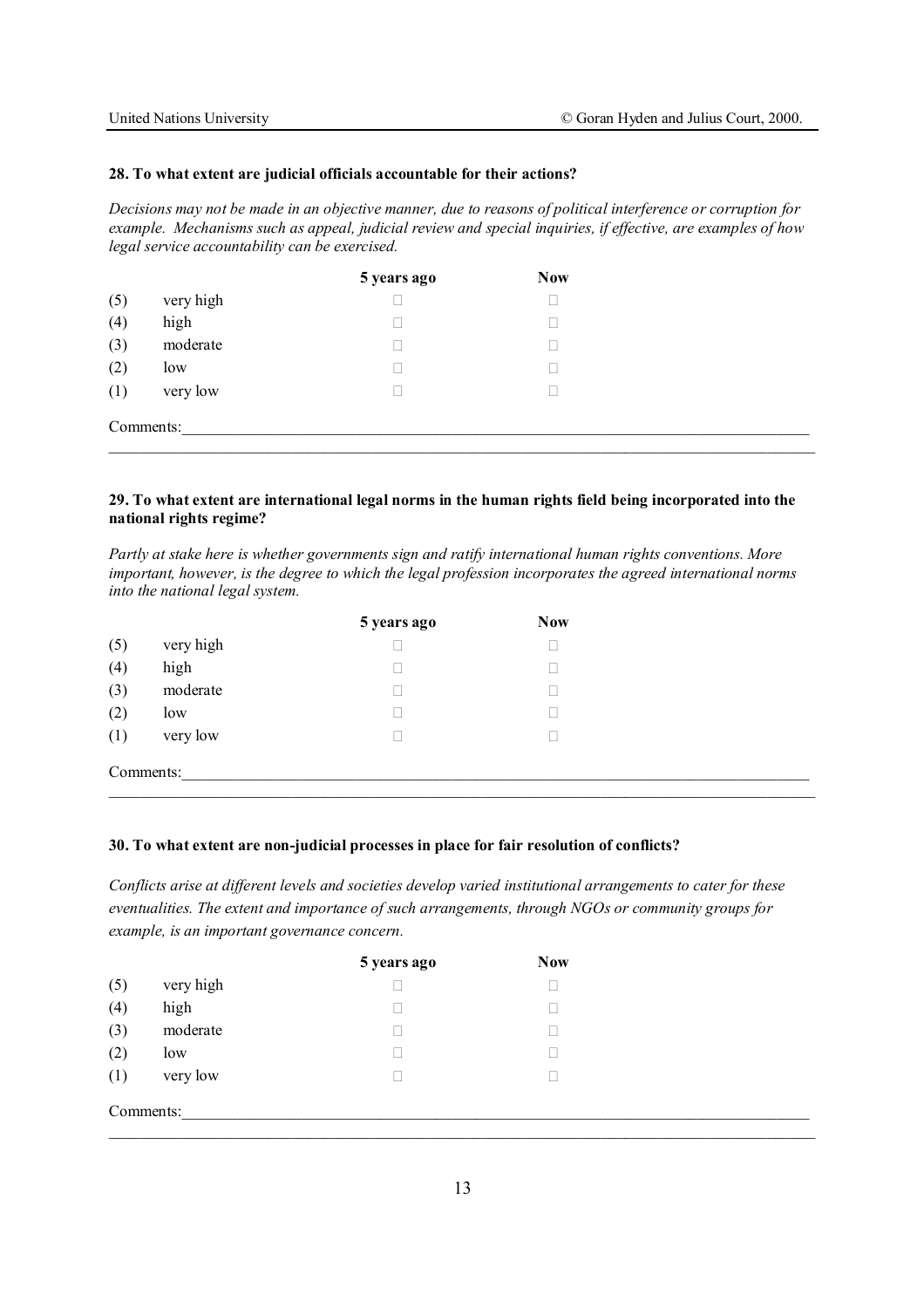**28. To what extent are judicial officials accountable for their actions?**

*Decisions may not be made in an objective manner, due to reasons of political interference or corruption for example. Mechanisms such as appeal, judicial review and special inquiries, if effective, are examples of how legal service accountability can be exercised.*

| | | 5 years ago | Now |
|---|---|---|---|
| (5) | very high | □ | □ |
| (4) | high | □ | □ |
| (3) | moderate | □ | □ |
| (2) | low | □ | □ |
| (1) | very low | □ | □ |

Comments:\_\_\_\_\_\_\_\_\_\_\_\_\_\_\_\_\_\_\_\_\_\_\_\_\_\_\_\_\_\_\_\_\_\_\_\_\_\_\_\_\_\_\_\_\_\_\_\_\_\_\_\_\_\_\_\_\_\_\_\_\_\_\_\_\_\_\_\_\_\_\_\_\_\_\_\_

**29. To what extent are international legal norms in the human rights field being incorporated into the national rights regime?**

*Partly at stake here is whether governments sign and ratify international human rights conventions. More important, however, is the degree to which the legal profession incorporates the agreed international norms into the national legal system.*

| | | 5 years ago | Now |
|---|---|---|---|
| (5) | very high | □ | □ |
| (4) | high | □ | □ |
| (3) | moderate | □ | □ |
| (2) | low | □ | □ |
| (1) | very low | □ | □ |

Comments:\_\_\_\_\_\_\_\_\_\_\_\_\_\_\_\_\_\_\_\_\_\_\_\_\_\_\_\_\_\_\_\_\_\_\_\_\_\_\_\_\_\_\_\_\_\_\_\_\_\_\_\_\_\_\_\_\_\_\_\_\_\_\_\_\_\_\_\_\_\_\_\_\_\_\_\_

**30. To what extent are non-judicial processes in place for fair resolution of conflicts?**

*Conflicts arise at different levels and societies develop varied institutional arrangements to cater for these eventualities. The extent and importance of such arrangements, through NGOs or community groups for example, is an important governance concern.*

| | | 5 years ago | Now |
|---|---|---|---|
| (5) | very high | □ | □ |
| (4) | high | □ | □ |
| (3) | moderate | □ | □ |
| (2) | low | □ | □ |
| (1) | very low | □ | □ |

Comments:\_\_\_\_\_\_\_\_\_\_\_\_\_\_\_\_\_\_\_\_\_\_\_\_\_\_\_\_\_\_\_\_\_\_\_\_\_\_\_\_\_\_\_\_\_\_\_\_\_\_\_\_\_\_\_\_\_\_\_\_\_\_\_\_\_\_\_\_\_\_\_\_\_\_\_\_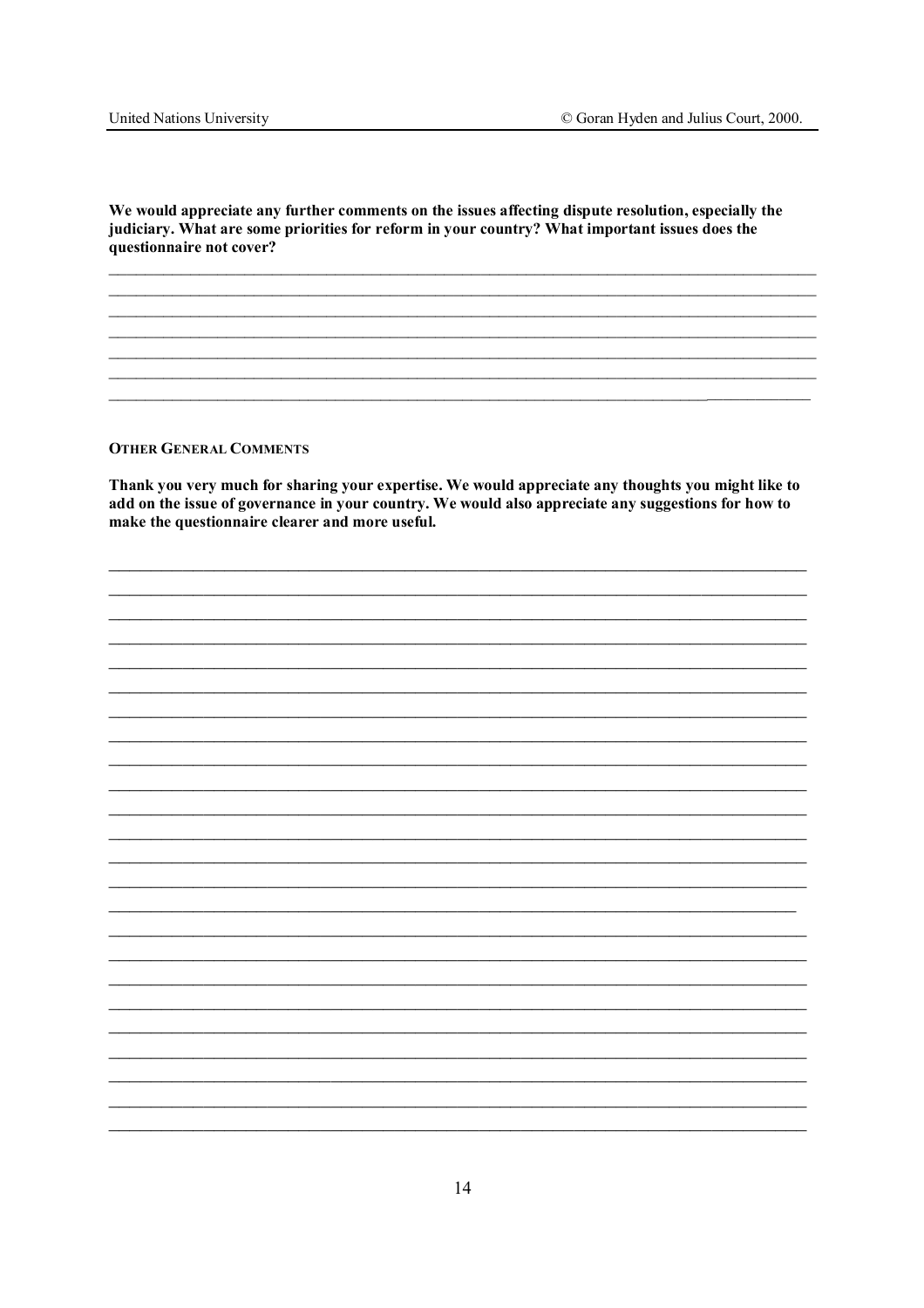**We would appreciate any further comments on the issues affecting dispute resolution, especially the judiciary. What are some priorities for reform in your country? What important issues does the questionnaire not cover?**

_______________________________________________________________________________
_______________________________________________________________________________
_______________________________________________________________________________
_______________________________________________________________________________
_______________________________________________________________________________
_______________________________________________________________________________
_______________________________________________________________________________

#### OTHER GENERAL COMMENTS

**Thank you very much for sharing your expertise. We would appreciate any thoughts you might like to add on the issue of governance in your country. We would also appreciate any suggestions for how to make the questionnaire clearer and more useful.**

_______________________________________________________________________________
_______________________________________________________________________________
_______________________________________________________________________________
_______________________________________________________________________________
_______________________________________________________________________________
_______________________________________________________________________________
_______________________________________________________________________________
_______________________________________________________________________________
_______________________________________________________________________________
_______________________________________________________________________________
_______________________________________________________________________________
_______________________________________________________________________________
_______________________________________________________________________________
_______________________________________________________________________________
_______________________________________________________________________________
_______________________________________________________________________________
_______________________________________________________________________________
_______________________________________________________________________________
_______________________________________________________________________________
_______________________________________________________________________________
_______________________________________________________________________________
_______________________________________________________________________________
_______________________________________________________________________________
_______________________________________________________________________________